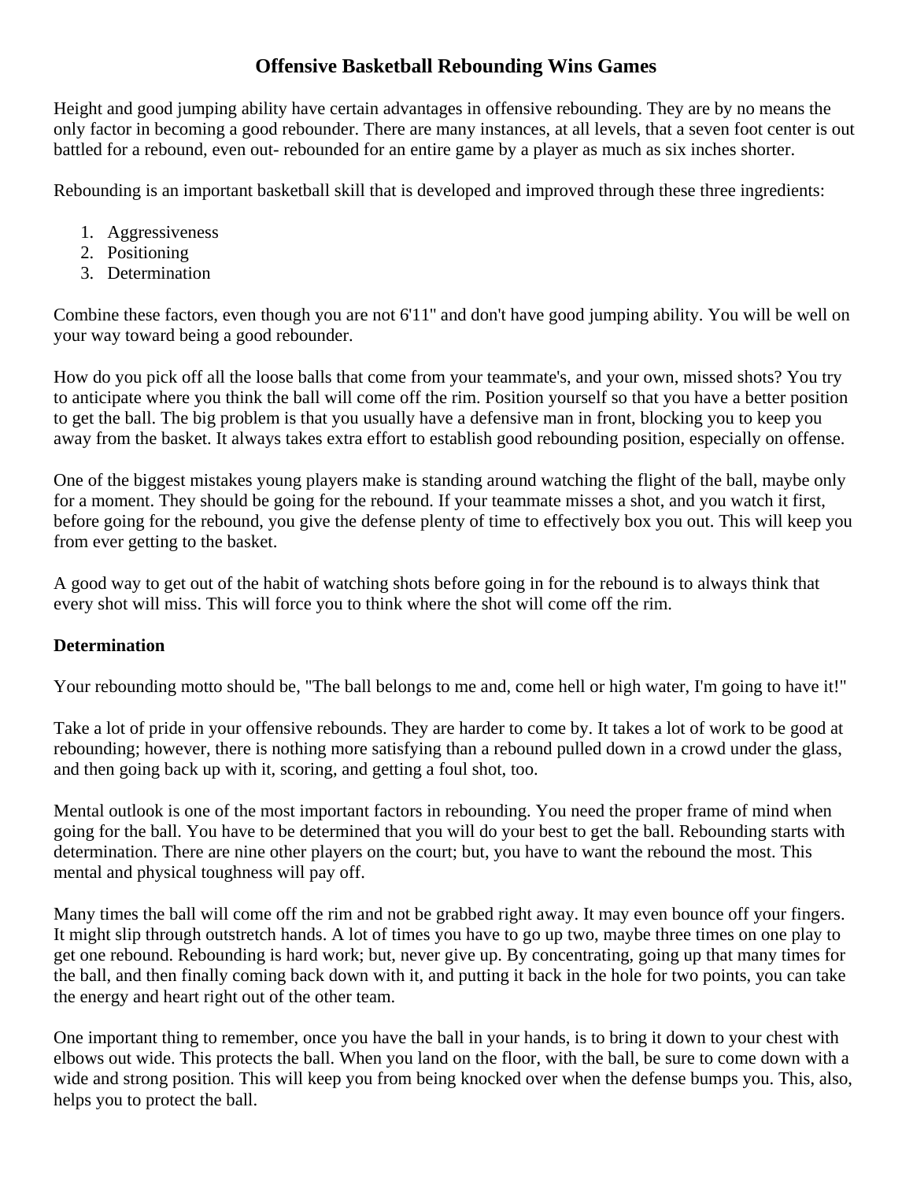# Offensive Basketball Rebounding Wins Games

Height and good jumping ability have certain advantages in offensive rebounding. They are by no means the only factor in becoming a good rebounder. There are many instances, at all levels, that a seven foot center is out battled for a rebound, even out- rebounded for an entire game by a player as much as six inches shorter.

Rebounding is an important basketball skill that is developed and improved through these three ingredients:

1. Aggressiveness
2. Positioning
3. Determination

Combine these factors, even though you are not 6'11" and don't have good jumping ability. You will be well on your way toward being a good rebounder.

How do you pick off all the loose balls that come from your teammate's, and your own, missed shots? You try to anticipate where you think the ball will come off the rim. Position yourself so that you have a better position to get the ball. The big problem is that you usually have a defensive man in front, blocking you to keep you away from the basket. It always takes extra effort to establish good rebounding position, especially on offense.

One of the biggest mistakes young players make is standing around watching the flight of the ball, maybe only for a moment. They should be going for the rebound. If your teammate misses a shot, and you watch it first, before going for the rebound, you give the defense plenty of time to effectively box you out. This will keep you from ever getting to the basket.

A good way to get out of the habit of watching shots before going in for the rebound is to always think that every shot will miss. This will force you to think where the shot will come off the rim.

**Determination**

Your rebounding motto should be, "The ball belongs to me and, come hell or high water, I'm going to have it!"

Take a lot of pride in your offensive rebounds. They are harder to come by. It takes a lot of work to be good at rebounding; however, there is nothing more satisfying than a rebound pulled down in a crowd under the glass, and then going back up with it, scoring, and getting a foul shot, too.

Mental outlook is one of the most important factors in rebounding. You need the proper frame of mind when going for the ball. You have to be determined that you will do your best to get the ball. Rebounding starts with determination. There are nine other players on the court; but, you have to want the rebound the most. This mental and physical toughness will pay off.

Many times the ball will come off the rim and not be grabbed right away. It may even bounce off your fingers. It might slip through outstretch hands. A lot of times you have to go up two, maybe three times on one play to get one rebound. Rebounding is hard work; but, never give up. By concentrating, going up that many times for the ball, and then finally coming back down with it, and putting it back in the hole for two points, you can take the energy and heart right out of the other team.

One important thing to remember, once you have the ball in your hands, is to bring it down to your chest with elbows out wide. This protects the ball. When you land on the floor, with the ball, be sure to come down with a wide and strong position. This will keep you from being knocked over when the defense bumps you. This, also, helps you to protect the ball.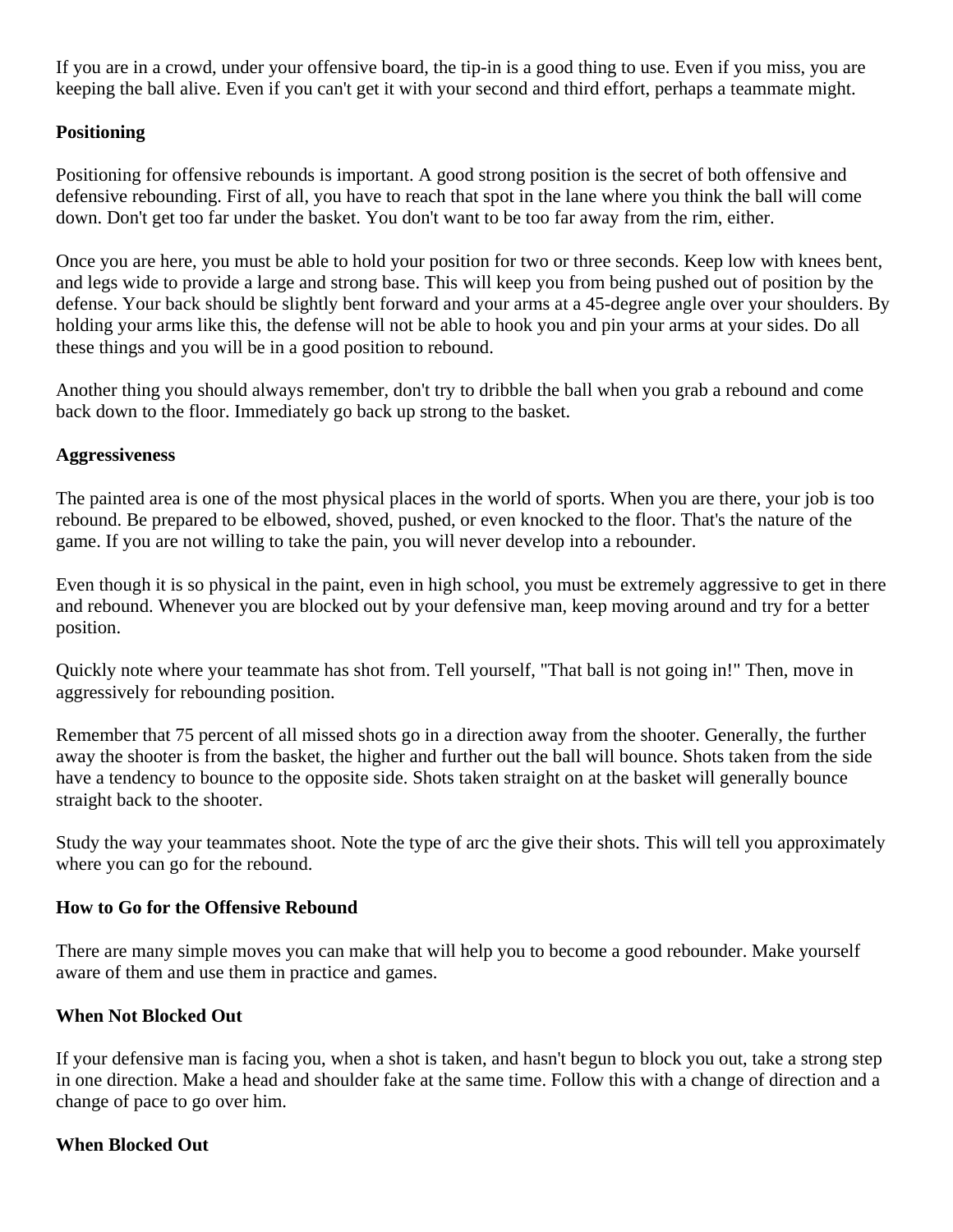If you are in a crowd, under your offensive board, the tip-in is a good thing to use. Even if you miss, you are keeping the ball alive. Even if you can't get it with your second and third effort, perhaps a teammate might.

**Positioning**

Positioning for offensive rebounds is important. A good strong position is the secret of both offensive and defensive rebounding. First of all, you have to reach that spot in the lane where you think the ball will come down. Don't get too far under the basket. You don't want to be too far away from the rim, either.

Once you are here, you must be able to hold your position for two or three seconds. Keep low with knees bent, and legs wide to provide a large and strong base. This will keep you from being pushed out of position by the defense. Your back should be slightly bent forward and your arms at a 45-degree angle over your shoulders. By holding your arms like this, the defense will not be able to hook you and pin your arms at your sides. Do all these things and you will be in a good position to rebound.

Another thing you should always remember, don't try to dribble the ball when you grab a rebound and come back down to the floor. Immediately go back up strong to the basket.

**Aggressiveness**

The painted area is one of the most physical places in the world of sports. When you are there, your job is too rebound. Be prepared to be elbowed, shoved, pushed, or even knocked to the floor. That's the nature of the game. If you are not willing to take the pain, you will never develop into a rebounder.

Even though it is so physical in the paint, even in high school, you must be extremely aggressive to get in there and rebound. Whenever you are blocked out by your defensive man, keep moving around and try for a better position.

Quickly note where your teammate has shot from. Tell yourself, "That ball is not going in!" Then, move in aggressively for rebounding position.

Remember that 75 percent of all missed shots go in a direction away from the shooter. Generally, the further away the shooter is from the basket, the higher and further out the ball will bounce. Shots taken from the side have a tendency to bounce to the opposite side. Shots taken straight on at the basket will generally bounce straight back to the shooter.

Study the way your teammates shoot. Note the type of arc the give their shots. This will tell you approximately where you can go for the rebound.

**How to Go for the Offensive Rebound**

There are many simple moves you can make that will help you to become a good rebounder. Make yourself aware of them and use them in practice and games.

**When Not Blocked Out**

If your defensive man is facing you, when a shot is taken, and hasn't begun to block you out, take a strong step in one direction. Make a head and shoulder fake at the same time. Follow this with a change of direction and a change of pace to go over him.

**When Blocked Out**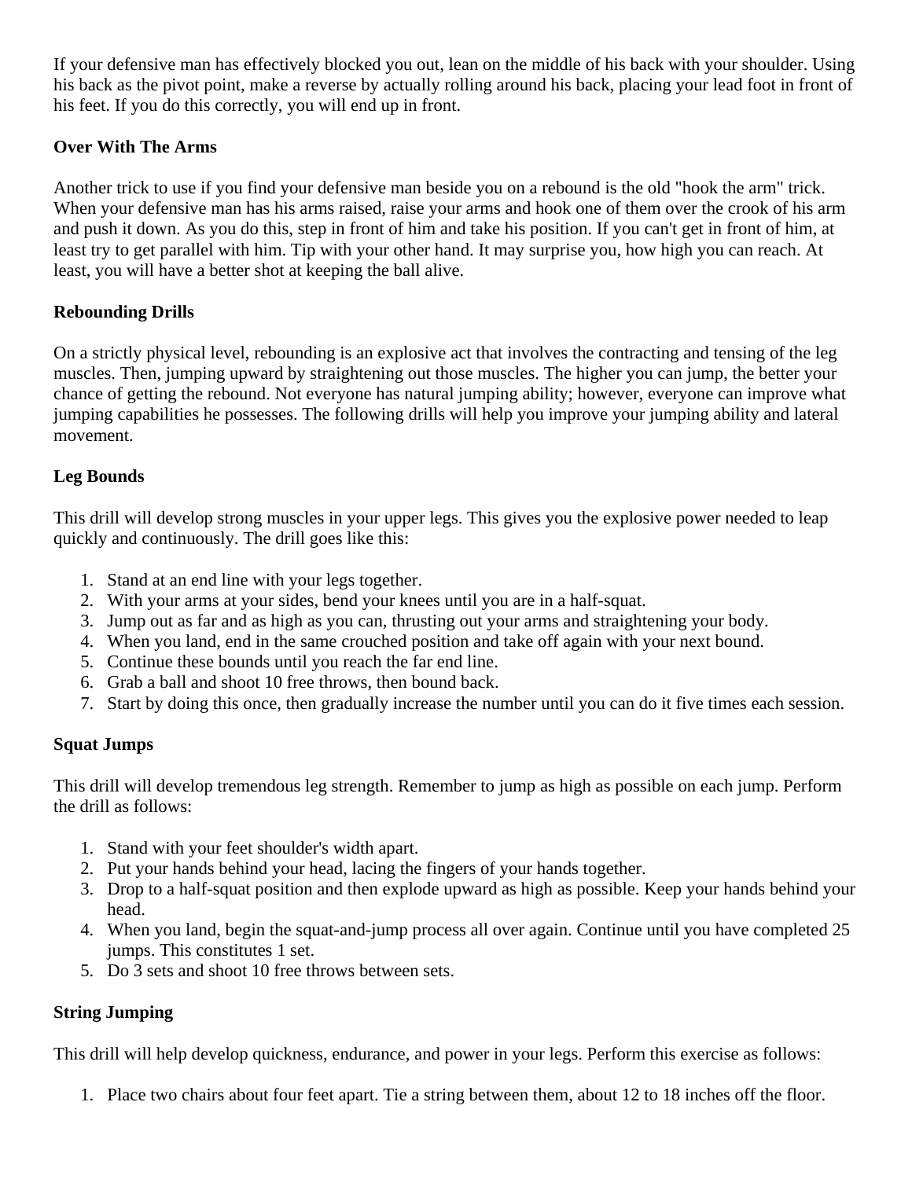If your defensive man has effectively blocked you out, lean on the middle of his back with your shoulder. Using his back as the pivot point, make a reverse by actually rolling around his back, placing your lead foot in front of his feet. If you do this correctly, you will end up in front.

**Over With The Arms**

Another trick to use if you find your defensive man beside you on a rebound is the old "hook the arm" trick. When your defensive man has his arms raised, raise your arms and hook one of them over the crook of his arm and push it down. As you do this, step in front of him and take his position. If you can't get in front of him, at least try to get parallel with him. Tip with your other hand. It may surprise you, how high you can reach. At least, you will have a better shot at keeping the ball alive.

**Rebounding Drills**

On a strictly physical level, rebounding is an explosive act that involves the contracting and tensing of the leg muscles. Then, jumping upward by straightening out those muscles. The higher you can jump, the better your chance of getting the rebound. Not everyone has natural jumping ability; however, everyone can improve what jumping capabilities he possesses. The following drills will help you improve your jumping ability and lateral movement.

**Leg Bounds**

This drill will develop strong muscles in your upper legs. This gives you the explosive power needed to leap quickly and continuously. The drill goes like this:

1. Stand at an end line with your legs together.
2. With your arms at your sides, bend your knees until you are in a half-squat.
3. Jump out as far and as high as you can, thrusting out your arms and straightening your body.
4. When you land, end in the same crouched position and take off again with your next bound.
5. Continue these bounds until you reach the far end line.
6. Grab a ball and shoot 10 free throws, then bound back.
7. Start by doing this once, then gradually increase the number until you can do it five times each session.

**Squat Jumps**

This drill will develop tremendous leg strength. Remember to jump as high as possible on each jump. Perform the drill as follows:

1. Stand with your feet shoulder's width apart.
2. Put your hands behind your head, lacing the fingers of your hands together.
3. Drop to a half-squat position and then explode upward as high as possible. Keep your hands behind your head.
4. When you land, begin the squat-and-jump process all over again. Continue until you have completed 25 jumps. This constitutes 1 set.
5. Do 3 sets and shoot 10 free throws between sets.

**String Jumping**

This drill will help develop quickness, endurance, and power in your legs. Perform this exercise as follows:

1. Place two chairs about four feet apart. Tie a string between them, about 12 to 18 inches off the floor.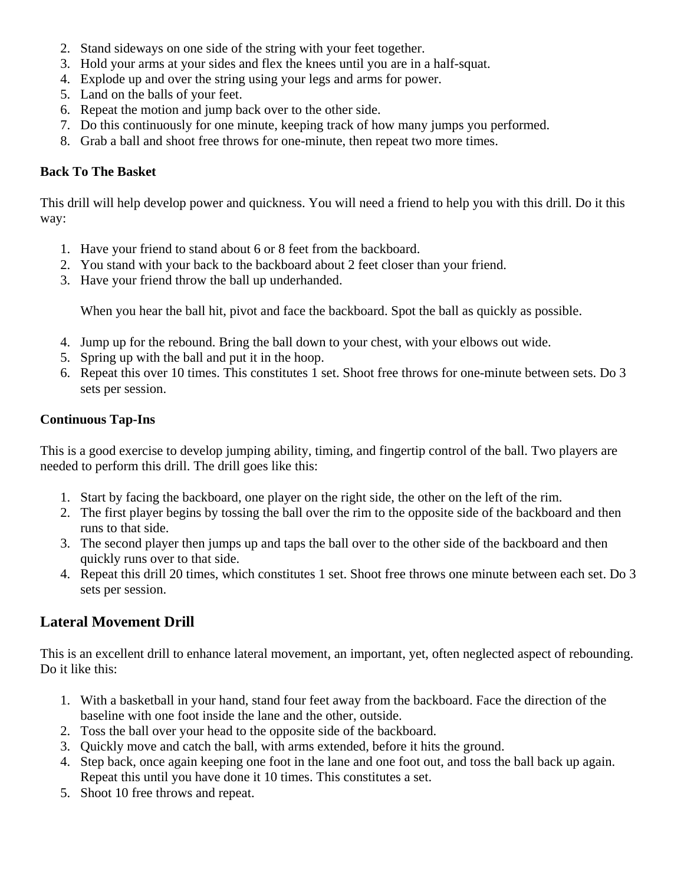2. Stand sideways on one side of the string with your feet together.
3. Hold your arms at your sides and flex the knees until you are in a half-squat.
4. Explode up and over the string using your legs and arms for power.
5. Land on the balls of your feet.
6. Repeat the motion and jump back over to the other side.
7. Do this continuously for one minute, keeping track of how many jumps you performed.
8. Grab a ball and shoot free throws for one-minute, then repeat two more times.

**Back To The Basket**

This drill will help develop power and quickness. You will need a friend to help you with this drill. Do it this way:

1. Have your friend to stand about 6 or 8 feet from the backboard.
2. You stand with your back to the backboard about 2 feet closer than your friend.
3. Have your friend throw the ball up underhanded.

   When you hear the ball hit, pivot and face the backboard. Spot the ball as quickly as possible.

4. Jump up for the rebound. Bring the ball down to your chest, with your elbows out wide.
5. Spring up with the ball and put it in the hoop.
6. Repeat this over 10 times. This constitutes 1 set. Shoot free throws for one-minute between sets. Do 3 sets per session.

**Continuous Tap-Ins**

This is a good exercise to develop jumping ability, timing, and fingertip control of the ball. Two players are needed to perform this drill. The drill goes like this:

1. Start by facing the backboard, one player on the right side, the other on the left of the rim.
2. The first player begins by tossing the ball over the rim to the opposite side of the backboard and then runs to that side.
3. The second player then jumps up and taps the ball over to the other side of the backboard and then quickly runs over to that side.
4. Repeat this drill 20 times, which constitutes 1 set. Shoot free throws one minute between each set. Do 3 sets per session.

## Lateral Movement Drill

This is an excellent drill to enhance lateral movement, an important, yet, often neglected aspect of rebounding. Do it like this:

1. With a basketball in your hand, stand four feet away from the backboard. Face the direction of the baseline with one foot inside the lane and the other, outside.
2. Toss the ball over your head to the opposite side of the backboard.
3. Quickly move and catch the ball, with arms extended, before it hits the ground.
4. Step back, once again keeping one foot in the lane and one foot out, and toss the ball back up again. Repeat this until you have done it 10 times. This constitutes a set.
5. Shoot 10 free throws and repeat.